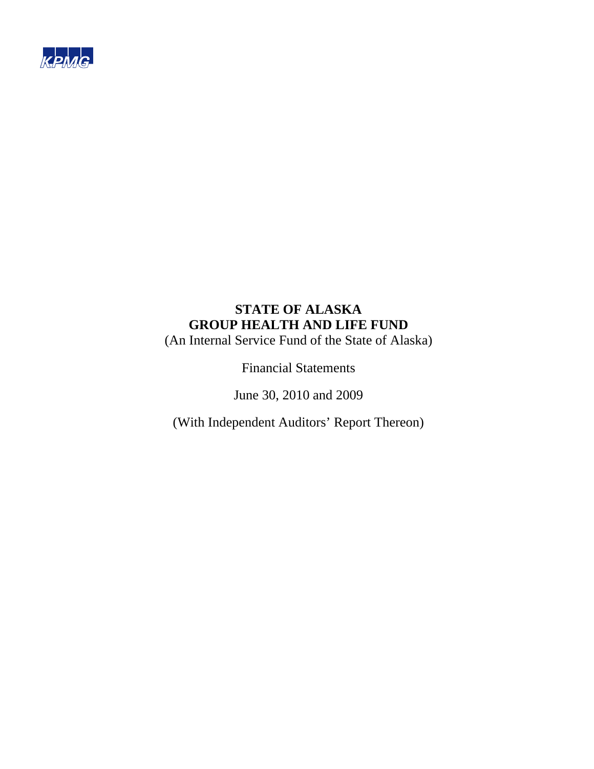KPMG

# STATE OF ALASKA
# GROUP HEALTH AND LIFE FUND

(An Internal Service Fund of the State of Alaska)

Financial Statements

June 30, 2010 and 2009

(With Independent Auditors' Report Thereon)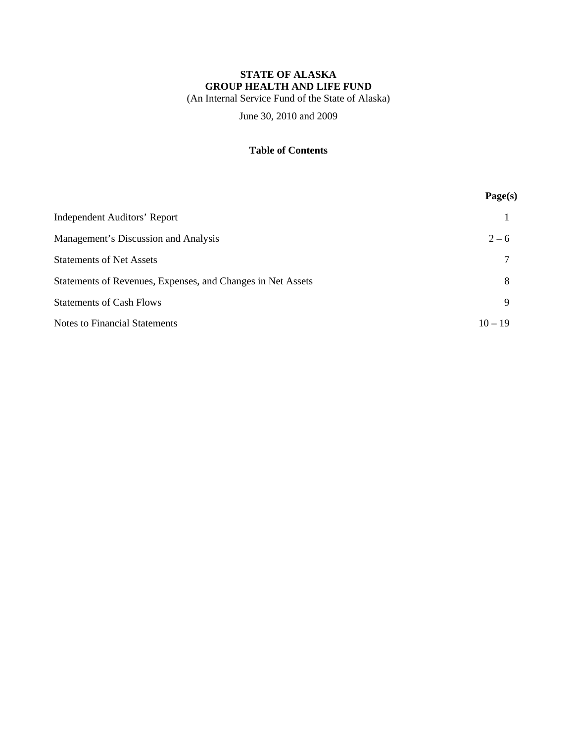**STATE OF ALASKA**
**GROUP HEALTH AND LIFE FUND**
(An Internal Service Fund of the State of Alaska)

June 30, 2010 and 2009

**Table of Contents**

| | Page(s) |
|---|---|
| Independent Auditors' Report | 1 |
| Management's Discussion and Analysis | 2 – 6 |
| Statements of Net Assets | 7 |
| Statements of Revenues, Expenses, and Changes in Net Assets | 8 |
| Statements of Cash Flows | 9 |
| Notes to Financial Statements | 10 – 19 |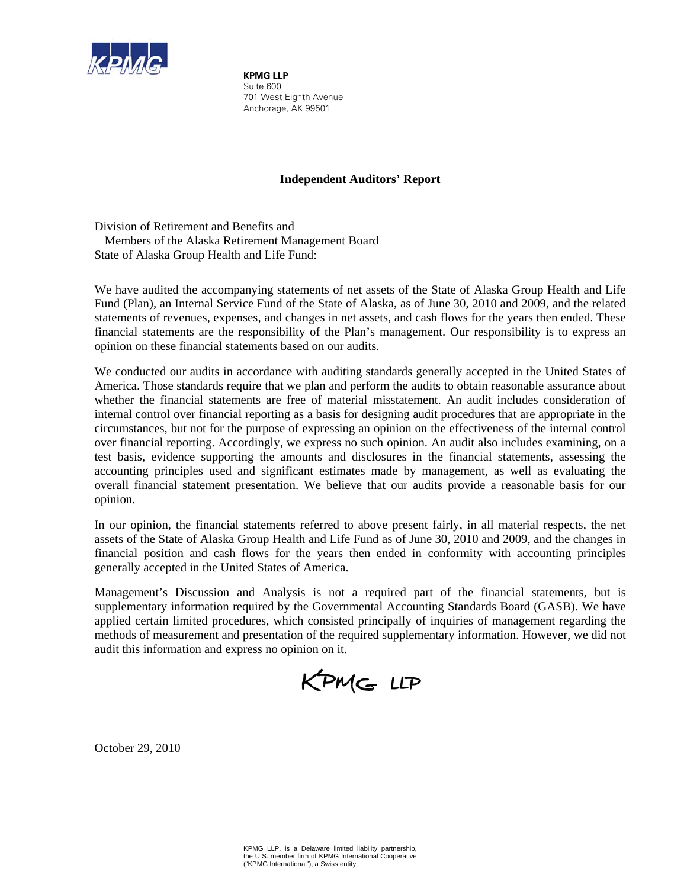**KPMG LLP**
Suite 600
701 West Eighth Avenue
Anchorage, AK 99501

## Independent Auditors' Report

Division of Retirement and Benefits and
Members of the Alaska Retirement Management Board
State of Alaska Group Health and Life Fund:

We have audited the accompanying statements of net assets of the State of Alaska Group Health and Life Fund (Plan), an Internal Service Fund of the State of Alaska, as of June 30, 2010 and 2009, and the related statements of revenues, expenses, and changes in net assets, and cash flows for the years then ended. These financial statements are the responsibility of the Plan's management. Our responsibility is to express an opinion on these financial statements based on our audits.

We conducted our audits in accordance with auditing standards generally accepted in the United States of America. Those standards require that we plan and perform the audits to obtain reasonable assurance about whether the financial statements are free of material misstatement. An audit includes consideration of internal control over financial reporting as a basis for designing audit procedures that are appropriate in the circumstances, but not for the purpose of expressing an opinion on the effectiveness of the internal control over financial reporting. Accordingly, we express no such opinion. An audit also includes examining, on a test basis, evidence supporting the amounts and disclosures in the financial statements, assessing the accounting principles used and significant estimates made by management, as well as evaluating the overall financial statement presentation. We believe that our audits provide a reasonable basis for our opinion.

In our opinion, the financial statements referred to above present fairly, in all material respects, the net assets of the State of Alaska Group Health and Life Fund as of June 30, 2010 and 2009, and the changes in financial position and cash flows for the years then ended in conformity with accounting principles generally accepted in the United States of America.

Management's Discussion and Analysis is not a required part of the financial statements, but is supplementary information required by the Governmental Accounting Standards Board (GASB). We have applied certain limited procedures, which consisted principally of inquiries of management regarding the methods of measurement and presentation of the required supplementary information. However, we did not audit this information and express no opinion on it.

KPMG LLP

October 29, 2010

KPMG LLP, is a Delaware limited liability partnership, the U.S. member firm of KPMG International Cooperative ("KPMG International"), a Swiss entity.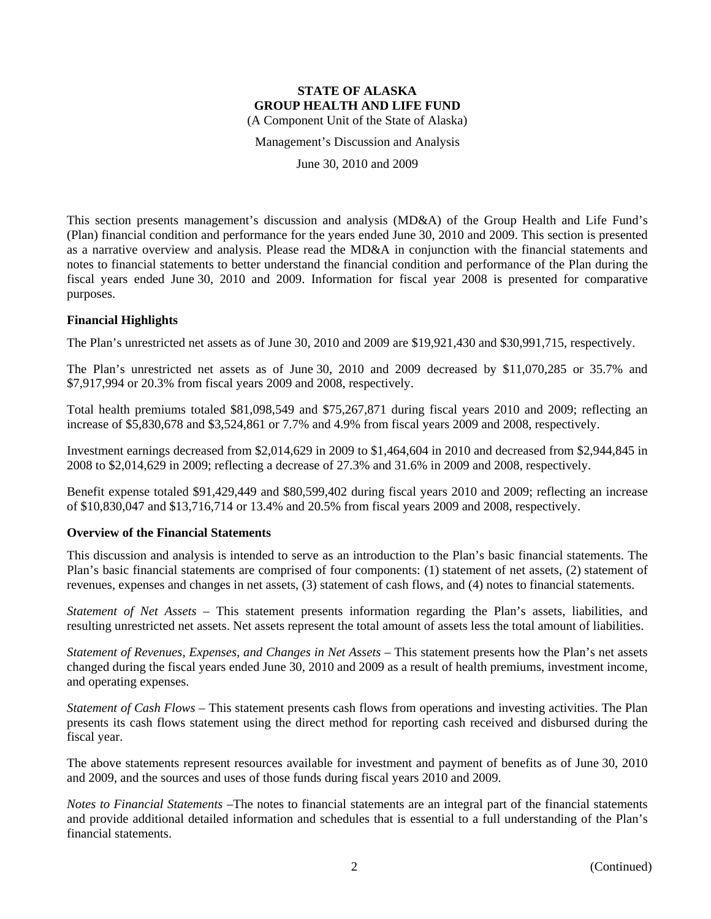**STATE OF ALASKA**
**GROUP HEALTH AND LIFE FUND**
(A Component Unit of the State of Alaska)

Management's Discussion and Analysis

June 30, 2010 and 2009

This section presents management's discussion and analysis (MD&A) of the Group Health and Life Fund's (Plan) financial condition and performance for the years ended June 30, 2010 and 2009. This section is presented as a narrative overview and analysis. Please read the MD&A in conjunction with the financial statements and notes to financial statements to better understand the financial condition and performance of the Plan during the fiscal years ended June 30, 2010 and 2009. Information for fiscal year 2008 is presented for comparative purposes.

### Financial Highlights

The Plan's unrestricted net assets as of June 30, 2010 and 2009 are $19,921,430 and $30,991,715, respectively.

The Plan's unrestricted net assets as of June 30, 2010 and 2009 decreased by $11,070,285 or 35.7% and $7,917,994 or 20.3% from fiscal years 2009 and 2008, respectively.

Total health premiums totaled $81,098,549 and $75,267,871 during fiscal years 2010 and 2009; reflecting an increase of $5,830,678 and $3,524,861 or 7.7% and 4.9% from fiscal years 2009 and 2008, respectively.

Investment earnings decreased from $2,014,629 in 2009 to $1,464,604 in 2010 and decreased from $2,944,845 in 2008 to $2,014,629 in 2009; reflecting a decrease of 27.3% and 31.6% in 2009 and 2008, respectively.

Benefit expense totaled $91,429,449 and $80,599,402 during fiscal years 2010 and 2009; reflecting an increase of $10,830,047 and $13,716,714 or 13.4% and 20.5% from fiscal years 2009 and 2008, respectively.

### Overview of the Financial Statements

This discussion and analysis is intended to serve as an introduction to the Plan's basic financial statements. The Plan's basic financial statements are comprised of four components: (1) statement of net assets, (2) statement of revenues, expenses and changes in net assets, (3) statement of cash flows, and (4) notes to financial statements.

*Statement of Net Assets* – This statement presents information regarding the Plan's assets, liabilities, and resulting unrestricted net assets. Net assets represent the total amount of assets less the total amount of liabilities.

*Statement of Revenues, Expenses, and Changes in Net Assets* – This statement presents how the Plan's net assets changed during the fiscal years ended June 30, 2010 and 2009 as a result of health premiums, investment income, and operating expenses.

*Statement of Cash Flows* – This statement presents cash flows from operations and investing activities. The Plan presents its cash flows statement using the direct method for reporting cash received and disbursed during the fiscal year.

The above statements represent resources available for investment and payment of benefits as of June 30, 2010 and 2009, and the sources and uses of those funds during fiscal years 2010 and 2009.

*Notes to Financial Statements* –The notes to financial statements are an integral part of the financial statements and provide additional detailed information and schedules that is essential to a full understanding of the Plan's financial statements.

(Continued)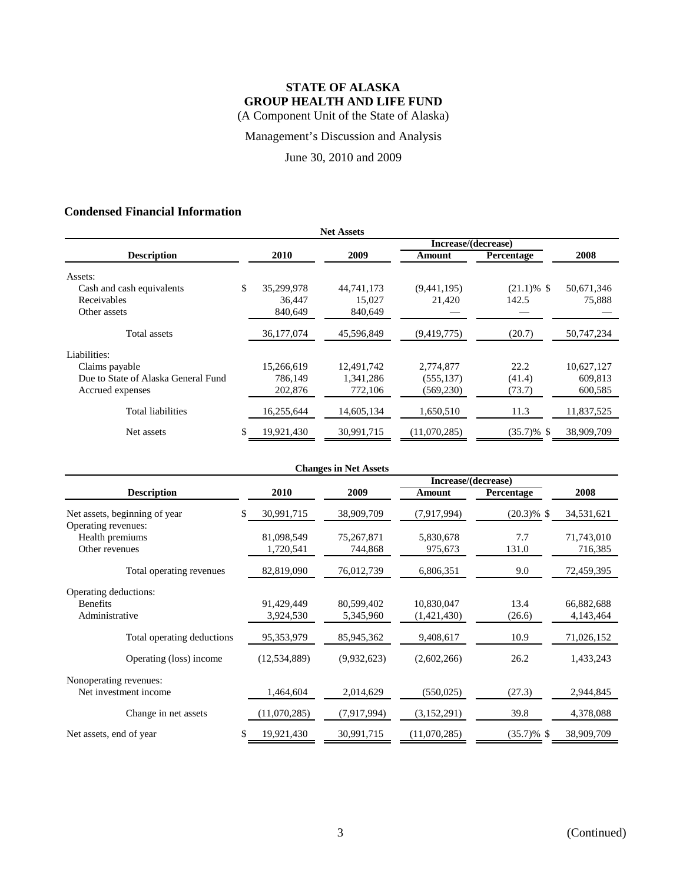# STATE OF ALASKA
# GROUP HEALTH AND LIFE FUND

(A Component Unit of the State of Alaska)

Management's Discussion and Analysis

June 30, 2010 and 2009

## Condensed Financial Information

**Net Assets**

| Description | 2010 | 2009 | Increase/(decrease) Amount | Increase/(decrease) Percentage | 2008 |
|---|---|---|---|---|---|
| Assets: | | | | | |
| Cash and cash equivalents | $ 35,299,978 | 44,741,173 | (9,441,195) | (21.1)% | $ 50,671,346 |
| Receivables | 36,447 | 15,027 | 21,420 | 142.5 | 75,888 |
| Other assets | 840,649 | 840,649 | — | — | — |
| Total assets | 36,177,074 | 45,596,849 | (9,419,775) | (20.7) | 50,747,234 |
| Liabilities: | | | | | |
| Claims payable | 15,266,619 | 12,491,742 | 2,774,877 | 22.2 | 10,627,127 |
| Due to State of Alaska General Fund | 786,149 | 1,341,286 | (555,137) | (41.4) | 609,813 |
| Accrued expenses | 202,876 | 772,106 | (569,230) | (73.7) | 600,585 |
| Total liabilities | 16,255,644 | 14,605,134 | 1,650,510 | 11.3 | 11,837,525 |
| Net assets | $ 19,921,430 | 30,991,715 | (11,070,285) | (35.7)% | $ 38,909,709 |

**Changes in Net Assets**

| Description | 2010 | 2009 | Increase/(decrease) Amount | Increase/(decrease) Percentage | 2008 |
|---|---|---|---|---|---|
| Net assets, beginning of year | $ 30,991,715 | 38,909,709 | (7,917,994) | (20.3)% | $ 34,531,621 |
| Operating revenues: | | | | | |
| Health premiums | 81,098,549 | 75,267,871 | 5,830,678 | 7.7 | 71,743,010 |
| Other revenues | 1,720,541 | 744,868 | 975,673 | 131.0 | 716,385 |
| Total operating revenues | 82,819,090 | 76,012,739 | 6,806,351 | 9.0 | 72,459,395 |
| Operating deductions: | | | | | |
| Benefits | 91,429,449 | 80,599,402 | 10,830,047 | 13.4 | 66,882,688 |
| Administrative | 3,924,530 | 5,345,960 | (1,421,430) | (26.6) | 4,143,464 |
| Total operating deductions | 95,353,979 | 85,945,362 | 9,408,617 | 10.9 | 71,026,152 |
| Operating (loss) income | (12,534,889) | (9,932,623) | (2,602,266) | 26.2 | 1,433,243 |
| Nonoperating revenues: | | | | | |
| Net investment income | 1,464,604 | 2,014,629 | (550,025) | (27.3) | 2,944,845 |
| Change in net assets | (11,070,285) | (7,917,994) | (3,152,291) | 39.8 | 4,378,088 |
| Net assets, end of year | $ 19,921,430 | 30,991,715 | (11,070,285) | (35.7)% | $ 38,909,709 |

(Continued)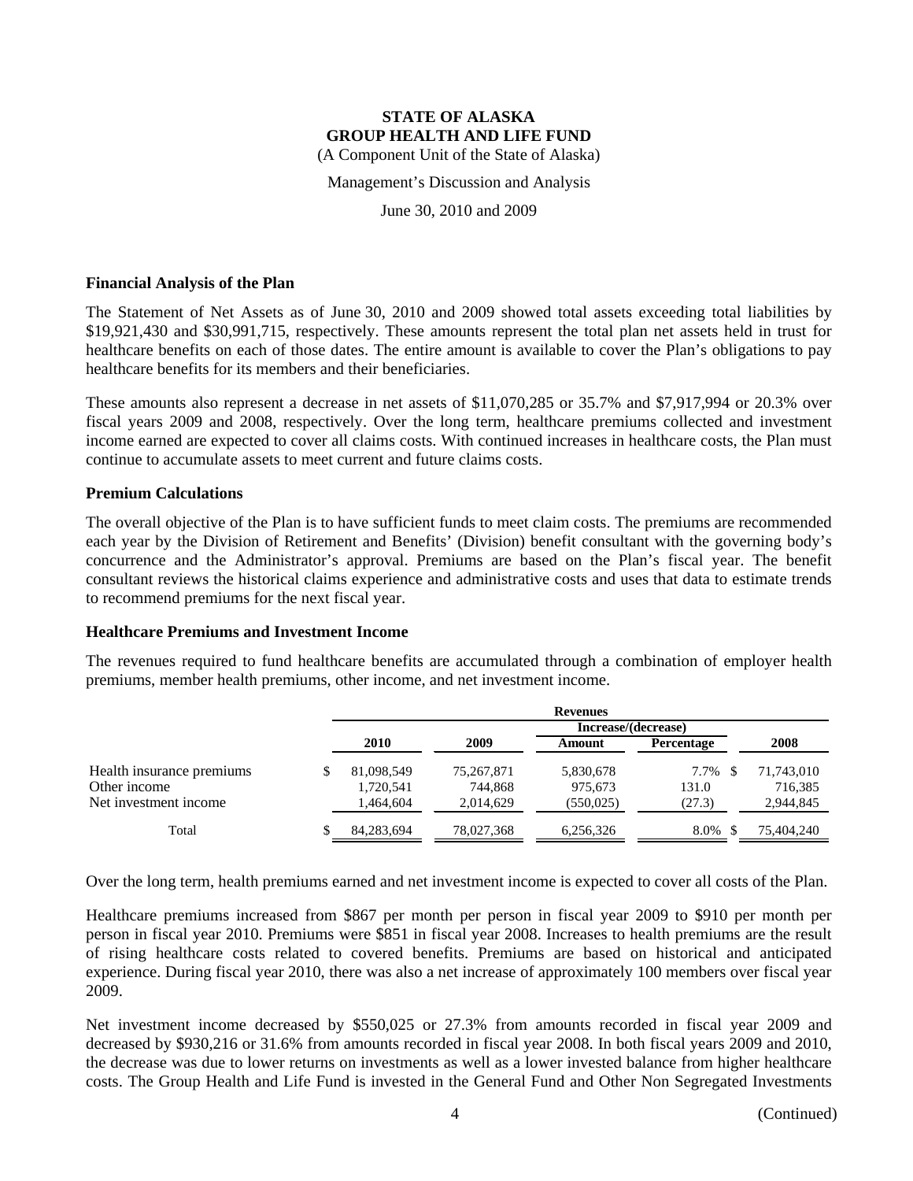**STATE OF ALASKA**
**GROUP HEALTH AND LIFE FUND**
(A Component Unit of the State of Alaska)

Management's Discussion and Analysis

June 30, 2010 and 2009

### Financial Analysis of the Plan

The Statement of Net Assets as of June 30, 2010 and 2009 showed total assets exceeding total liabilities by $19,921,430 and $30,991,715, respectively. These amounts represent the total plan net assets held in trust for healthcare benefits on each of those dates. The entire amount is available to cover the Plan's obligations to pay healthcare benefits for its members and their beneficiaries.

These amounts also represent a decrease in net assets of $11,070,285 or 35.7% and $7,917,994 or 20.3% over fiscal years 2009 and 2008, respectively. Over the long term, healthcare premiums collected and investment income earned are expected to cover all claims costs. With continued increases in healthcare costs, the Plan must continue to accumulate assets to meet current and future claims costs.

### Premium Calculations

The overall objective of the Plan is to have sufficient funds to meet claim costs. The premiums are recommended each year by the Division of Retirement and Benefits' (Division) benefit consultant with the governing body's concurrence and the Administrator's approval. Premiums are based on the Plan's fiscal year. The benefit consultant reviews the historical claims experience and administrative costs and uses that data to estimate trends to recommend premiums for the next fiscal year.

### Healthcare Premiums and Investment Income

The revenues required to fund healthcare benefits are accumulated through a combination of employer health premiums, member health premiums, other income, and net investment income.

| | Revenues | | | | |
|---|---|---|---|---|---|
| | | | Increase/(decrease) | | |
| | 2010 | 2009 | Amount | Percentage | 2008 |
| Health insurance premiums | $ 81,098,549 | 75,267,871 | 5,830,678 | 7.7% | $ 71,743,010 |
| Other income | 1,720,541 | 744,868 | 975,673 | 131.0 | 716,385 |
| Net investment income | 1,464,604 | 2,014,629 | (550,025) | (27.3) | 2,944,845 |
| Total | $ 84,283,694 | 78,027,368 | 6,256,326 | 8.0% | $ 75,404,240 |

Over the long term, health premiums earned and net investment income is expected to cover all costs of the Plan.

Healthcare premiums increased from $867 per month per person in fiscal year 2009 to $910 per month per person in fiscal year 2010. Premiums were $851 in fiscal year 2008. Increases to health premiums are the result of rising healthcare costs related to covered benefits. Premiums are based on historical and anticipated experience. During fiscal year 2010, there was also a net increase of approximately 100 members over fiscal year 2009.

Net investment income decreased by $550,025 or 27.3% from amounts recorded in fiscal year 2009 and decreased by $930,216 or 31.6% from amounts recorded in fiscal year 2008. In both fiscal years 2009 and 2010, the decrease was due to lower returns on investments as well as a lower invested balance from higher healthcare costs. The Group Health and Life Fund is invested in the General Fund and Other Non Segregated Investments

(Continued)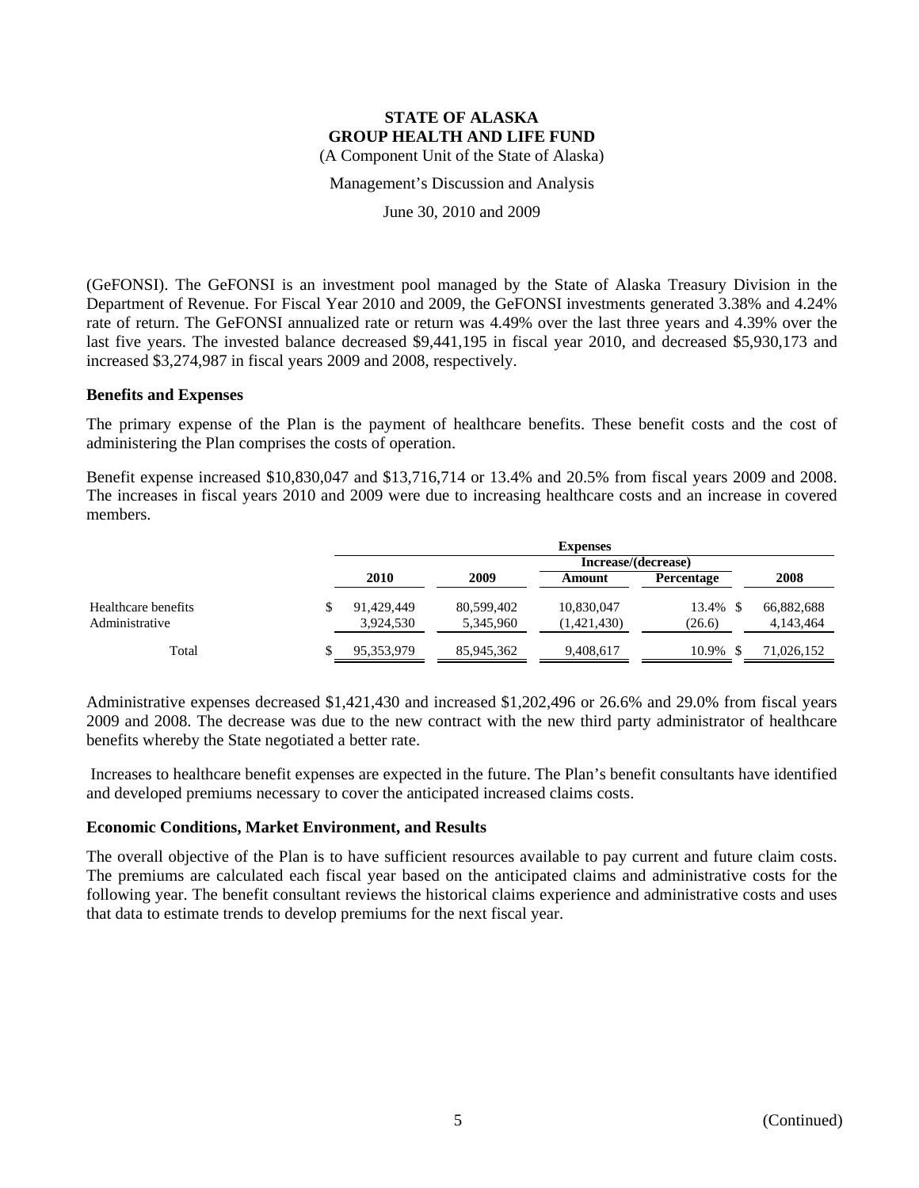(GeFONSI). The GeFONSI is an investment pool managed by the State of Alaska Treasury Division in the Department of Revenue. For Fiscal Year 2010 and 2009, the GeFONSI investments generated 3.38% and 4.24% rate of return. The GeFONSI annualized rate or return was 4.49% over the last three years and 4.39% over the last five years. The invested balance decreased $9,441,195 in fiscal year 2010, and decreased $5,930,173 and increased $3,274,987 in fiscal years 2009 and 2008, respectively.

### Benefits and Expenses

The primary expense of the Plan is the payment of healthcare benefits. These benefit costs and the cost of administering the Plan comprises the costs of operation.

Benefit expense increased $10,830,047 and $13,716,714 or 13.4% and 20.5% from fiscal years 2009 and 2008. The increases in fiscal years 2010 and 2009 were due to increasing healthcare costs and an increase in covered members.

| | Expenses | | | | |
|---|---|---|---|---|---|
| | | | Increase/(decrease) | | |
| | 2010 | 2009 | Amount | Percentage | 2008 |
| Healthcare benefits | $ 91,429,449 | 80,599,402 | 10,830,047 | 13.4% | $ 66,882,688 |
| Administrative | 3,924,530 | 5,345,960 | (1,421,430) | (26.6) | 4,143,464 |
| Total | $ 95,353,979 | 85,945,362 | 9,408,617 | 10.9% | $ 71,026,152 |

Administrative expenses decreased $1,421,430 and increased $1,202,496 or 26.6% and 29.0% from fiscal years 2009 and 2008. The decrease was due to the new contract with the new third party administrator of healthcare benefits whereby the State negotiated a better rate.

Increases to healthcare benefit expenses are expected in the future. The Plan's benefit consultants have identified and developed premiums necessary to cover the anticipated increased claims costs.

### Economic Conditions, Market Environment, and Results

The overall objective of the Plan is to have sufficient resources available to pay current and future claim costs. The premiums are calculated each fiscal year based on the anticipated claims and administrative costs for the following year. The benefit consultant reviews the historical claims experience and administrative costs and uses that data to estimate trends to develop premiums for the next fiscal year.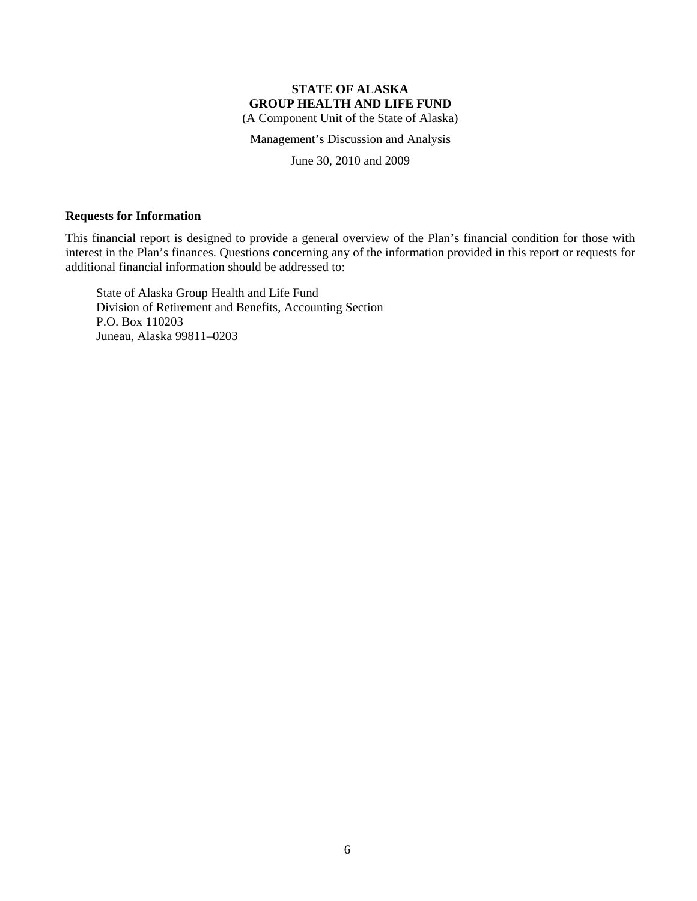**STATE OF ALASKA**
**GROUP HEALTH AND LIFE FUND**
(A Component Unit of the State of Alaska)

Management's Discussion and Analysis

June 30, 2010 and 2009

### Requests for Information

This financial report is designed to provide a general overview of the Plan's financial condition for those with interest in the Plan's finances. Questions concerning any of the information provided in this report or requests for additional financial information should be addressed to:

State of Alaska Group Health and Life Fund
Division of Retirement and Benefits, Accounting Section
P.O. Box 110203
Juneau, Alaska 99811–0203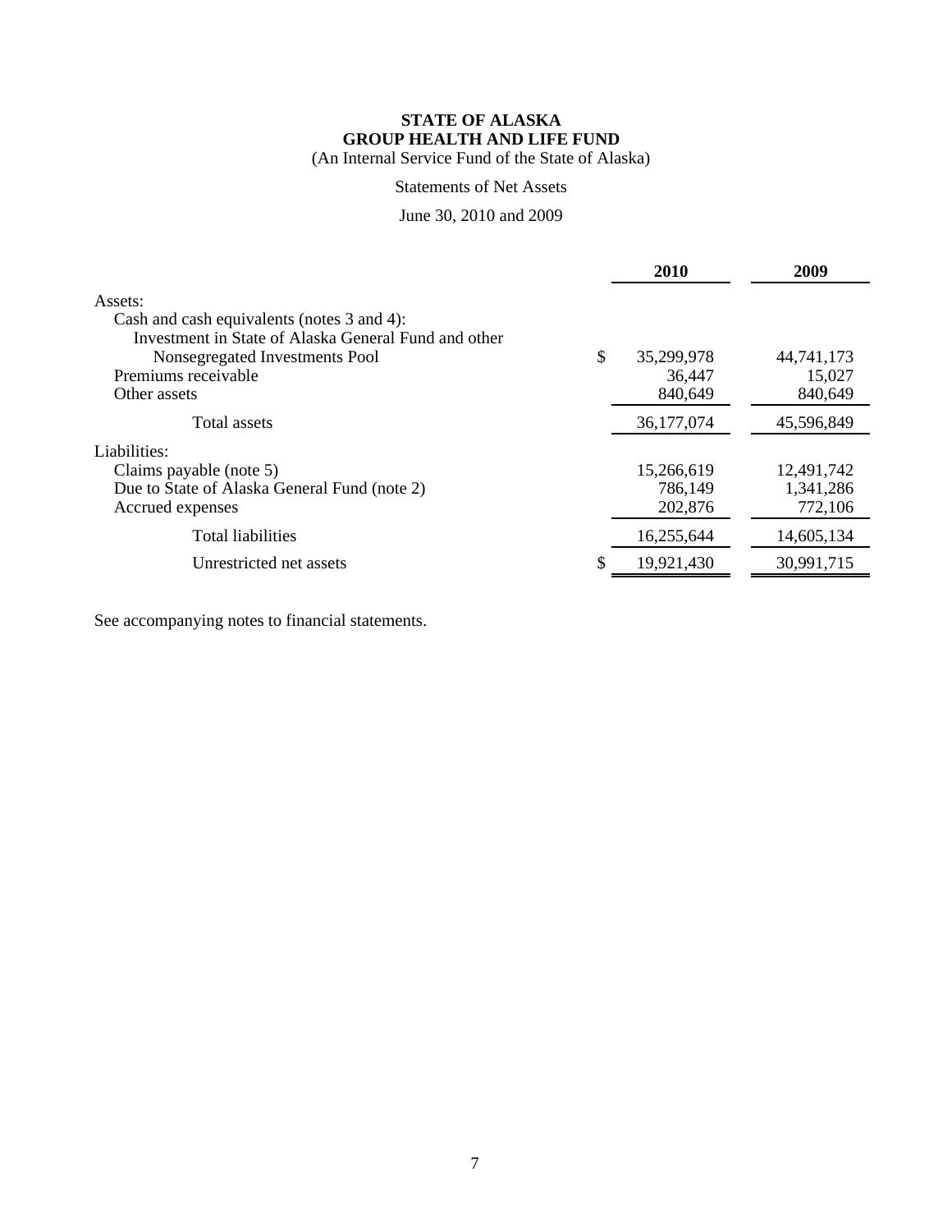# STATE OF ALASKA
# GROUP HEALTH AND LIFE FUND

(An Internal Service Fund of the State of Alaska)

Statements of Net Assets

June 30, 2010 and 2009

| | 2010 | 2009 |
|---|---|---|
| Assets: | | |
| Cash and cash equivalents (notes 3 and 4): | | |
| Investment in State of Alaska General Fund and other Nonsegregated Investments Pool | $ 35,299,978 | 44,741,173 |
| Premiums receivable | 36,447 | 15,027 |
| Other assets | 840,649 | 840,649 |
| Total assets | 36,177,074 | 45,596,849 |
| Liabilities: | | |
| Claims payable (note 5) | 15,266,619 | 12,491,742 |
| Due to State of Alaska General Fund (note 2) | 786,149 | 1,341,286 |
| Accrued expenses | 202,876 | 772,106 |
| Total liabilities | 16,255,644 | 14,605,134 |
| Unrestricted net assets | $ 19,921,430 | 30,991,715 |

See accompanying notes to financial statements.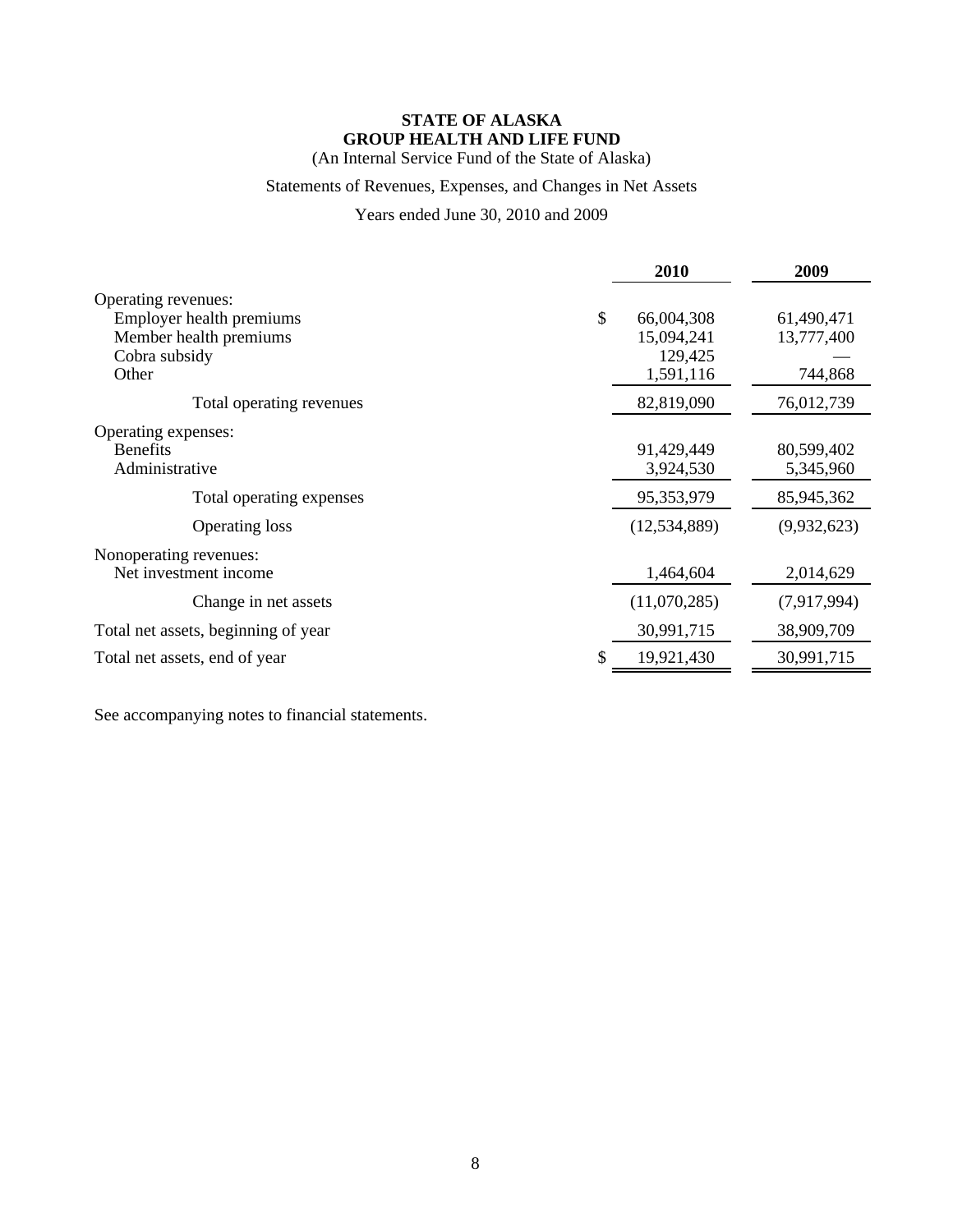**STATE OF ALASKA**
**GROUP HEALTH AND LIFE FUND**
(An Internal Service Fund of the State of Alaska)

Statements of Revenues, Expenses, and Changes in Net Assets

Years ended June 30, 2010 and 2009

| | | 2010 | 2009 |
|---|---|---|---|
| Operating revenues: | | | |
| Employer health premiums | $ | 66,004,308 | 61,490,471 |
| Member health premiums | | 15,094,241 | 13,777,400 |
| Cobra subsidy | | 129,425 | — |
| Other | | 1,591,116 | 744,868 |
| Total operating revenues | | 82,819,090 | 76,012,739 |
| Operating expenses: | | | |
| Benefits | | 91,429,449 | 80,599,402 |
| Administrative | | 3,924,530 | 5,345,960 |
| Total operating expenses | | 95,353,979 | 85,945,362 |
| Operating loss | | (12,534,889) | (9,932,623) |
| Nonoperating revenues: | | | |
| Net investment income | | 1,464,604 | 2,014,629 |
| Change in net assets | | (11,070,285) | (7,917,994) |
| Total net assets, beginning of year | | 30,991,715 | 38,909,709 |
| Total net assets, end of year | $ | 19,921,430 | 30,991,715 |

See accompanying notes to financial statements.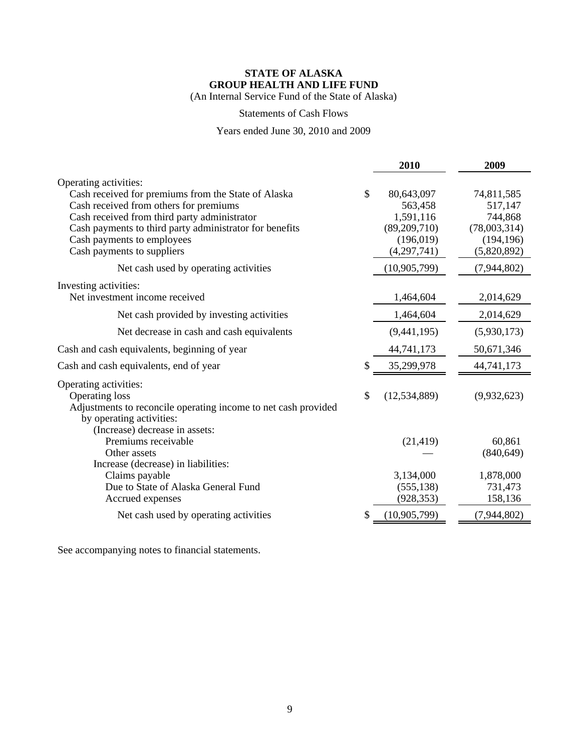# STATE OF ALASKA
## GROUP HEALTH AND LIFE FUND

(An Internal Service Fund of the State of Alaska)

Statements of Cash Flows

Years ended June 30, 2010 and 2009

| | | 2010 | 2009 |
|---|---|---|---|
| Operating activities: | | | |
| Cash received for premiums from the State of Alaska | $ | 80,643,097 | 74,811,585 |
| Cash received from others for premiums | | 563,458 | 517,147 |
| Cash received from third party administrator | | 1,591,116 | 744,868 |
| Cash payments to third party administrator for benefits | | (89,209,710) | (78,003,314) |
| Cash payments to employees | | (196,019) | (194,196) |
| Cash payments to suppliers | | (4,297,741) | (5,820,892) |
| Net cash used by operating activities | | (10,905,799) | (7,944,802) |
| Investing activities: | | | |
| Net investment income received | | 1,464,604 | 2,014,629 |
| Net cash provided by investing activities | | 1,464,604 | 2,014,629 |
| Net decrease in cash and cash equivalents | | (9,441,195) | (5,930,173) |
| Cash and cash equivalents, beginning of year | | 44,741,173 | 50,671,346 |
| Cash and cash equivalents, end of year | $ | 35,299,978 | 44,741,173 |
| Operating activities: | | | |
| Operating loss | $ | (12,534,889) | (9,932,623) |
| Adjustments to reconcile operating income to net cash provided by operating activities: | | | |
| (Increase) decrease in assets: | | | |
| Premiums receivable | | (21,419) | 60,861 |
| Other assets | | — | (840,649) |
| Increase (decrease) in liabilities: | | | |
| Claims payable | | 3,134,000 | 1,878,000 |
| Due to State of Alaska General Fund | | (555,138) | 731,473 |
| Accrued expenses | | (928,353) | 158,136 |
| Net cash used by operating activities | $ | (10,905,799) | (7,944,802) |

See accompanying notes to financial statements.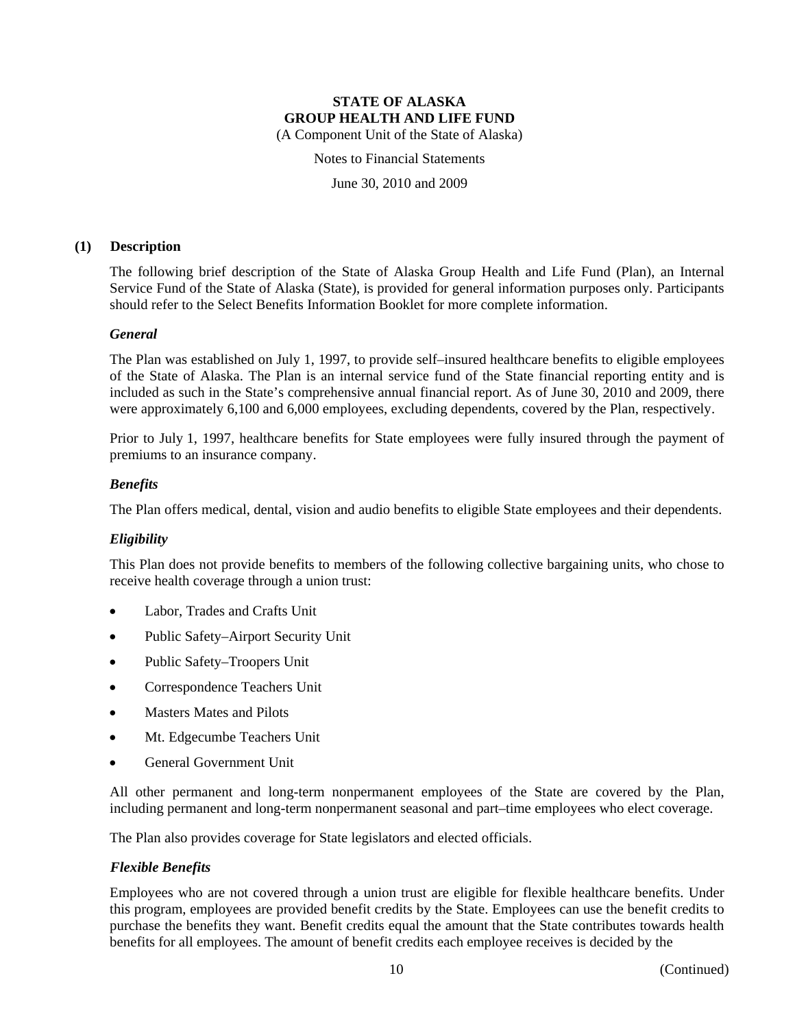**STATE OF ALASKA**
**GROUP HEALTH AND LIFE FUND**
(A Component Unit of the State of Alaska)

Notes to Financial Statements

June 30, 2010 and 2009

## (1) Description

The following brief description of the State of Alaska Group Health and Life Fund (Plan), an Internal Service Fund of the State of Alaska (State), is provided for general information purposes only. Participants should refer to the Select Benefits Information Booklet for more complete information.

### *General*

The Plan was established on July 1, 1997, to provide self–insured healthcare benefits to eligible employees of the State of Alaska. The Plan is an internal service fund of the State financial reporting entity and is included as such in the State's comprehensive annual financial report. As of June 30, 2010 and 2009, there were approximately 6,100 and 6,000 employees, excluding dependents, covered by the Plan, respectively.

Prior to July 1, 1997, healthcare benefits for State employees were fully insured through the payment of premiums to an insurance company.

### *Benefits*

The Plan offers medical, dental, vision and audio benefits to eligible State employees and their dependents.

### *Eligibility*

This Plan does not provide benefits to members of the following collective bargaining units, who chose to receive health coverage through a union trust:

- Labor, Trades and Crafts Unit
- Public Safety–Airport Security Unit
- Public Safety–Troopers Unit
- Correspondence Teachers Unit
- Masters Mates and Pilots
- Mt. Edgecumbe Teachers Unit
- General Government Unit

All other permanent and long-term nonpermanent employees of the State are covered by the Plan, including permanent and long-term nonpermanent seasonal and part–time employees who elect coverage.

The Plan also provides coverage for State legislators and elected officials.

### *Flexible Benefits*

Employees who are not covered through a union trust are eligible for flexible healthcare benefits. Under this program, employees are provided benefit credits by the State. Employees can use the benefit credits to purchase the benefits they want. Benefit credits equal the amount that the State contributes towards health benefits for all employees. The amount of benefit credits each employee receives is decided by the

(Continued)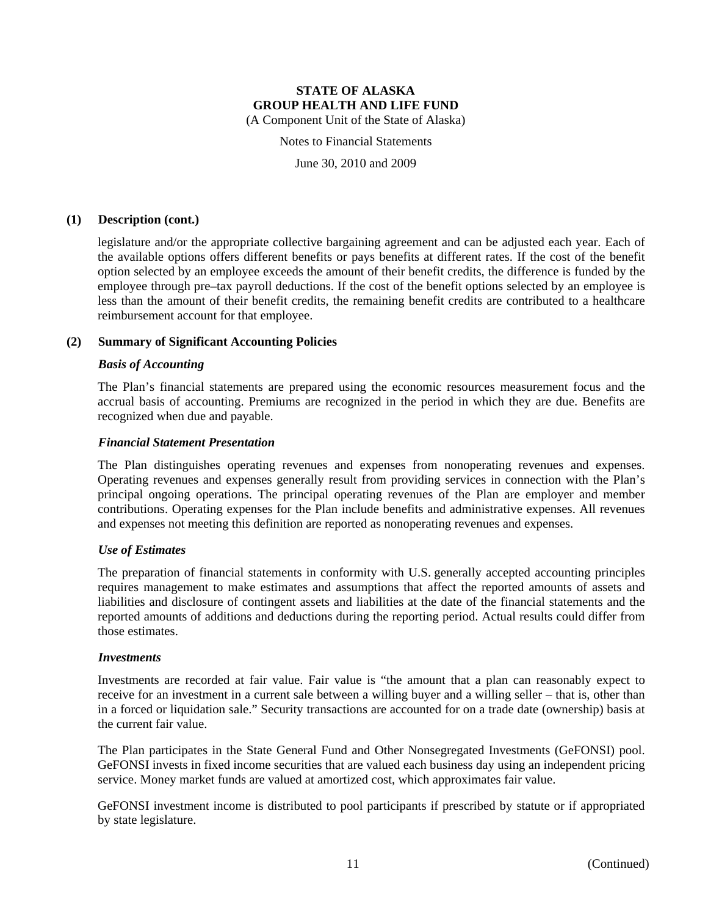## (1) Description (cont.)

legislature and/or the appropriate collective bargaining agreement and can be adjusted each year. Each of the available options offers different benefits or pays benefits at different rates. If the cost of the benefit option selected by an employee exceeds the amount of their benefit credits, the difference is funded by the employee through pre–tax payroll deductions. If the cost of the benefit options selected by an employee is less than the amount of their benefit credits, the remaining benefit credits are contributed to a healthcare reimbursement account for that employee.

## (2) Summary of Significant Accounting Policies

### *Basis of Accounting*

The Plan's financial statements are prepared using the economic resources measurement focus and the accrual basis of accounting. Premiums are recognized in the period in which they are due. Benefits are recognized when due and payable.

### *Financial Statement Presentation*

The Plan distinguishes operating revenues and expenses from nonoperating revenues and expenses. Operating revenues and expenses generally result from providing services in connection with the Plan's principal ongoing operations. The principal operating revenues of the Plan are employer and member contributions. Operating expenses for the Plan include benefits and administrative expenses. All revenues and expenses not meeting this definition are reported as nonoperating revenues and expenses.

### *Use of Estimates*

The preparation of financial statements in conformity with U.S. generally accepted accounting principles requires management to make estimates and assumptions that affect the reported amounts of assets and liabilities and disclosure of contingent assets and liabilities at the date of the financial statements and the reported amounts of additions and deductions during the reporting period. Actual results could differ from those estimates.

### *Investments*

Investments are recorded at fair value. Fair value is "the amount that a plan can reasonably expect to receive for an investment in a current sale between a willing buyer and a willing seller – that is, other than in a forced or liquidation sale." Security transactions are accounted for on a trade date (ownership) basis at the current fair value.

The Plan participates in the State General Fund and Other Nonsegregated Investments (GeFONSI) pool. GeFONSI invests in fixed income securities that are valued each business day using an independent pricing service. Money market funds are valued at amortized cost, which approximates fair value.

GeFONSI investment income is distributed to pool participants if prescribed by statute or if appropriated by state legislature.

(Continued)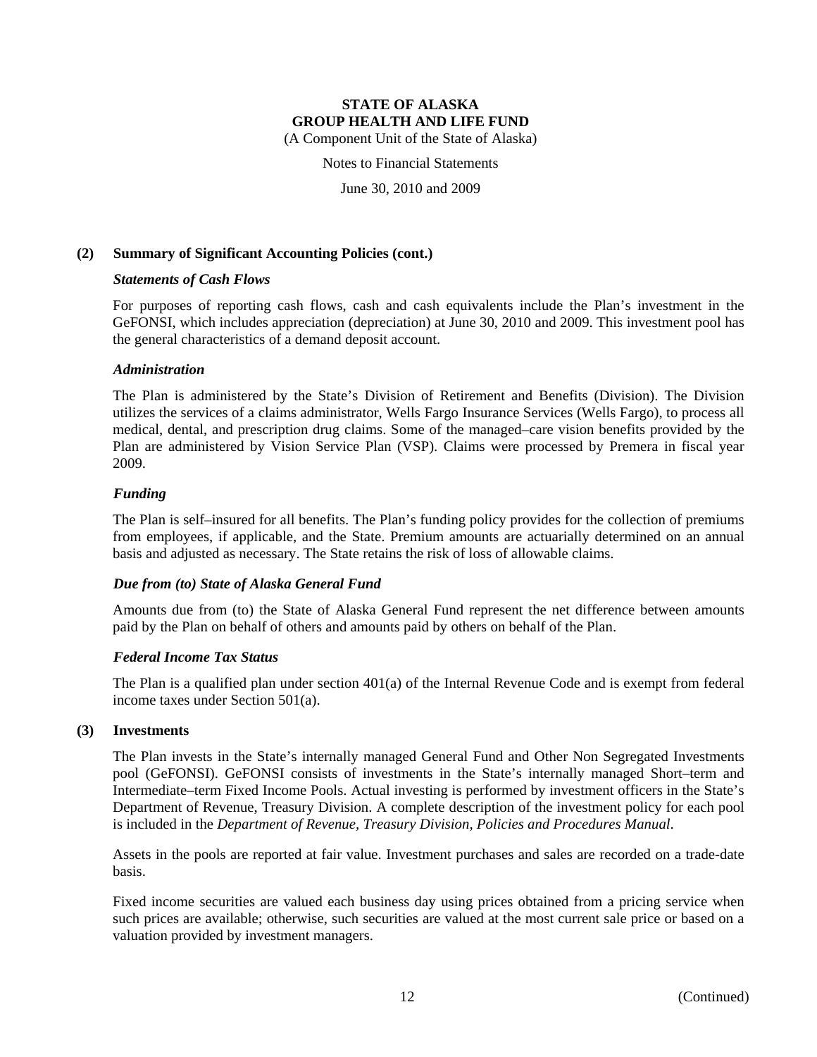**STATE OF ALASKA**
**GROUP HEALTH AND LIFE FUND**
(A Component Unit of the State of Alaska)

Notes to Financial Statements

June 30, 2010 and 2009

**(2) Summary of Significant Accounting Policies (cont.)**

***Statements of Cash Flows***

For purposes of reporting cash flows, cash and cash equivalents include the Plan's investment in the GeFONSI, which includes appreciation (depreciation) at June 30, 2010 and 2009. This investment pool has the general characteristics of a demand deposit account.

***Administration***

The Plan is administered by the State's Division of Retirement and Benefits (Division). The Division utilizes the services of a claims administrator, Wells Fargo Insurance Services (Wells Fargo), to process all medical, dental, and prescription drug claims. Some of the managed–care vision benefits provided by the Plan are administered by Vision Service Plan (VSP). Claims were processed by Premera in fiscal year 2009.

***Funding***

The Plan is self–insured for all benefits. The Plan's funding policy provides for the collection of premiums from employees, if applicable, and the State. Premium amounts are actuarially determined on an annual basis and adjusted as necessary. The State retains the risk of loss of allowable claims.

***Due from (to) State of Alaska General Fund***

Amounts due from (to) the State of Alaska General Fund represent the net difference between amounts paid by the Plan on behalf of others and amounts paid by others on behalf of the Plan.

***Federal Income Tax Status***

The Plan is a qualified plan under section 401(a) of the Internal Revenue Code and is exempt from federal income taxes under Section 501(a).

**(3) Investments**

The Plan invests in the State's internally managed General Fund and Other Non Segregated Investments pool (GeFONSI). GeFONSI consists of investments in the State's internally managed Short–term and Intermediate–term Fixed Income Pools. Actual investing is performed by investment officers in the State's Department of Revenue, Treasury Division. A complete description of the investment policy for each pool is included in the *Department of Revenue, Treasury Division, Policies and Procedures Manual*.

Assets in the pools are reported at fair value. Investment purchases and sales are recorded on a trade-date basis.

Fixed income securities are valued each business day using prices obtained from a pricing service when such prices are available; otherwise, such securities are valued at the most current sale price or based on a valuation provided by investment managers.

(Continued)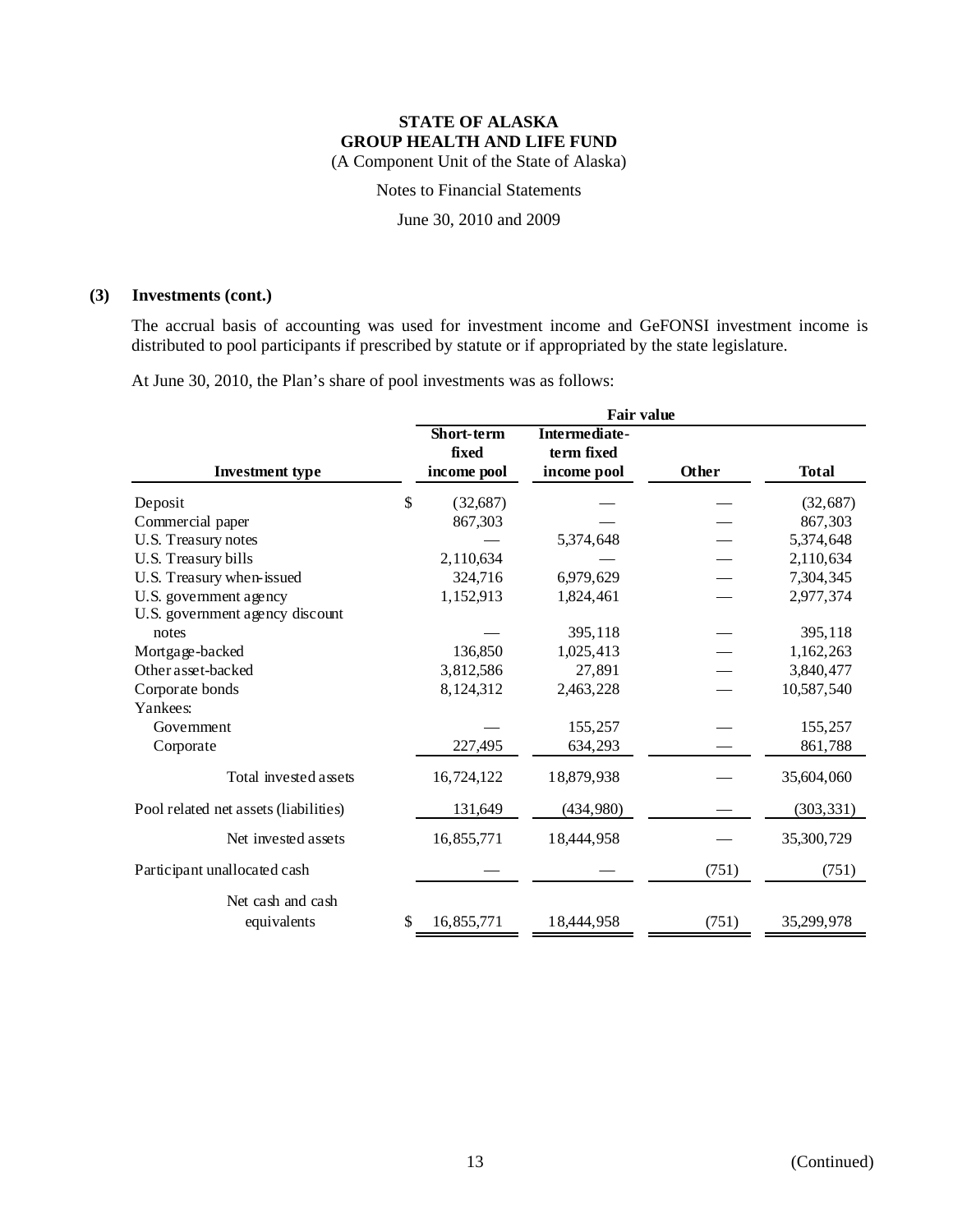**STATE OF ALASKA**
**GROUP HEALTH AND LIFE FUND**
(A Component Unit of the State of Alaska)

Notes to Financial Statements

June 30, 2010 and 2009

**(3) Investments (cont.)**

The accrual basis of accounting was used for investment income and GeFONSI investment income is distributed to pool participants if prescribed by statute or if appropriated by the state legislature.

At June 30, 2010, the Plan's share of pool investments was as follows:

| | Fair value | | | |
|---|---|---|---|---|
| **Investment type** | **Short-term fixed income pool** | **Intermediate-term fixed income pool** | **Other** | **Total** |
| Deposit | $ (32,687) | — | — | (32,687) |
| Commercial paper | 867,303 | — | — | 867,303 |
| U.S. Treasury notes | — | 5,374,648 | — | 5,374,648 |
| U.S. Treasury bills | 2,110,634 | — | — | 2,110,634 |
| U.S. Treasury when-issued | 324,716 | 6,979,629 | — | 7,304,345 |
| U.S. government agency | 1,152,913 | 1,824,461 | — | 2,977,374 |
| U.S. government agency discount notes | — | 395,118 | — | 395,118 |
| Mortgage-backed | 136,850 | 1,025,413 | — | 1,162,263 |
| Other asset-backed | 3,812,586 | 27,891 | — | 3,840,477 |
| Corporate bonds | 8,124,312 | 2,463,228 | — | 10,587,540 |
| Yankees: | | | | |
| Government | — | 155,257 | — | 155,257 |
| Corporate | 227,495 | 634,293 | — | 861,788 |
| Total invested assets | 16,724,122 | 18,879,938 | — | 35,604,060 |
| Pool related net assets (liabilities) | 131,649 | (434,980) | — | (303,331) |
| Net invested assets | 16,855,771 | 18,444,958 | — | 35,300,729 |
| Participant unallocated cash | — | — | (751) | (751) |
| Net cash and cash equivalents | $ 16,855,771 | 18,444,958 | (751) | 35,299,978 |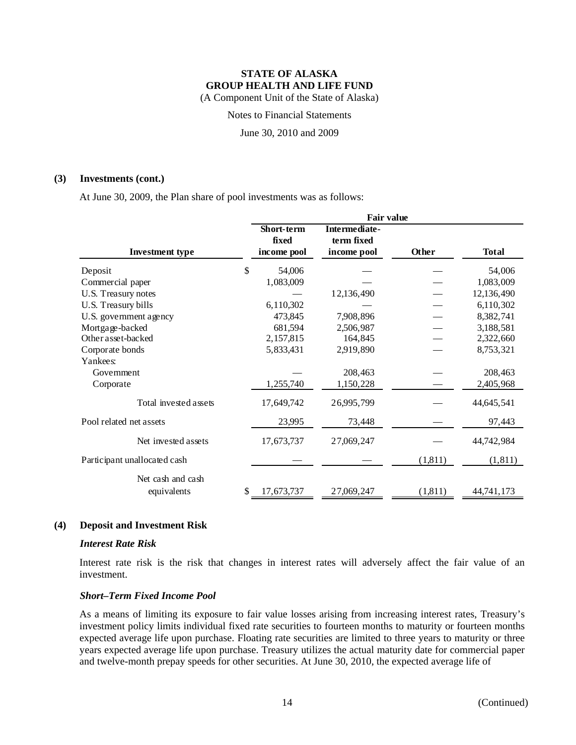**STATE OF ALASKA**
**GROUP HEALTH AND LIFE FUND**
(A Component Unit of the State of Alaska)

Notes to Financial Statements

June 30, 2010 and 2009

**(3) Investments (cont.)**

At June 30, 2009, the Plan share of pool investments was as follows:

| | Fair value | | | |
|---|---|---|---|---|
| **Investment type** | **Short-term fixed income pool** | **Intermediate-term fixed income pool** | **Other** | **Total** |
| Deposit | $ 54,006 | — | — | 54,006 |
| Commercial paper | 1,083,009 | — | — | 1,083,009 |
| U.S. Treasury notes | — | 12,136,490 | — | 12,136,490 |
| U.S. Treasury bills | 6,110,302 | — | — | 6,110,302 |
| U.S. government agency | 473,845 | 7,908,896 | — | 8,382,741 |
| Mortgage-backed | 681,594 | 2,506,987 | — | 3,188,581 |
| Other asset-backed | 2,157,815 | 164,845 | — | 2,322,660 |
| Corporate bonds | 5,833,431 | 2,919,890 | — | 8,753,321 |
| Yankees: | | | | |
| Government | — | 208,463 | — | 208,463 |
| Corporate | 1,255,740 | 1,150,228 | — | 2,405,968 |
| Total invested assets | 17,649,742 | 26,995,799 | — | 44,645,541 |
| Pool related net assets | 23,995 | 73,448 | — | 97,443 |
| Net invested assets | 17,673,737 | 27,069,247 | — | 44,742,984 |
| Participant unallocated cash | — | — | (1,811) | (1,811) |
| Net cash and cash equivalents | $ 17,673,737 | 27,069,247 | (1,811) | 44,741,173 |

**(4) Deposit and Investment Risk**

***Interest Rate Risk***

Interest rate risk is the risk that changes in interest rates will adversely affect the fair value of an investment.

***Short–Term Fixed Income Pool***

As a means of limiting its exposure to fair value losses arising from increasing interest rates, Treasury's investment policy limits individual fixed rate securities to fourteen months to maturity or fourteen months expected average life upon purchase. Floating rate securities are limited to three years to maturity or three years expected average life upon purchase. Treasury utilizes the actual maturity date for commercial paper and twelve-month prepay speeds for other securities. At June 30, 2010, the expected average life of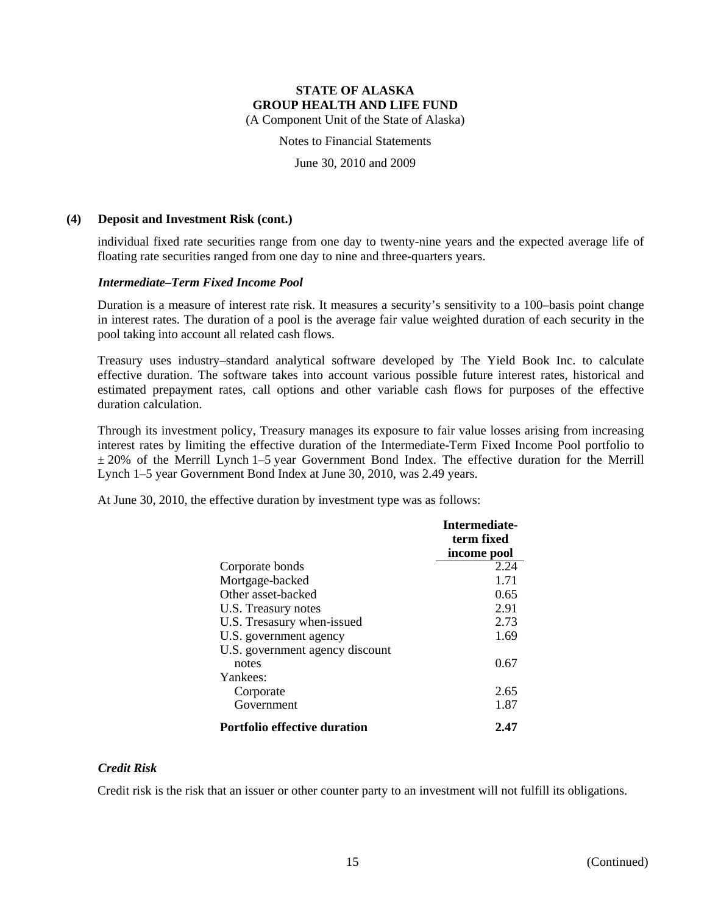## (4) Deposit and Investment Risk (cont.)

individual fixed rate securities range from one day to twenty-nine years and the expected average life of floating rate securities ranged from one day to nine and three-quarters years.

### *Intermediate–Term Fixed Income Pool*

Duration is a measure of interest rate risk. It measures a security's sensitivity to a 100–basis point change in interest rates. The duration of a pool is the average fair value weighted duration of each security in the pool taking into account all related cash flows.

Treasury uses industry–standard analytical software developed by The Yield Book Inc. to calculate effective duration. The software takes into account various possible future interest rates, historical and estimated prepayment rates, call options and other variable cash flows for purposes of the effective duration calculation.

Through its investment policy, Treasury manages its exposure to fair value losses arising from increasing interest rates by limiting the effective duration of the Intermediate-Term Fixed Income Pool portfolio to ± 20% of the Merrill Lynch 1–5 year Government Bond Index. The effective duration for the Merrill Lynch 1–5 year Government Bond Index at June 30, 2010, was 2.49 years.

At June 30, 2010, the effective duration by investment type was as follows:

| | Intermediate-term fixed income pool |
|---|---|
| Corporate bonds | 2.24 |
| Mortgage-backed | 1.71 |
| Other asset-backed | 0.65 |
| U.S. Treasury notes | 2.91 |
| U.S. Tresasury when-issued | 2.73 |
| U.S. government agency | 1.69 |
| U.S. government agency discount notes | 0.67 |
| Yankees: | |
| Corporate | 2.65 |
| Government | 1.87 |
| **Portfolio effective duration** | **2.47** |

### *Credit Risk*

Credit risk is the risk that an issuer or other counter party to an investment will not fulfill its obligations.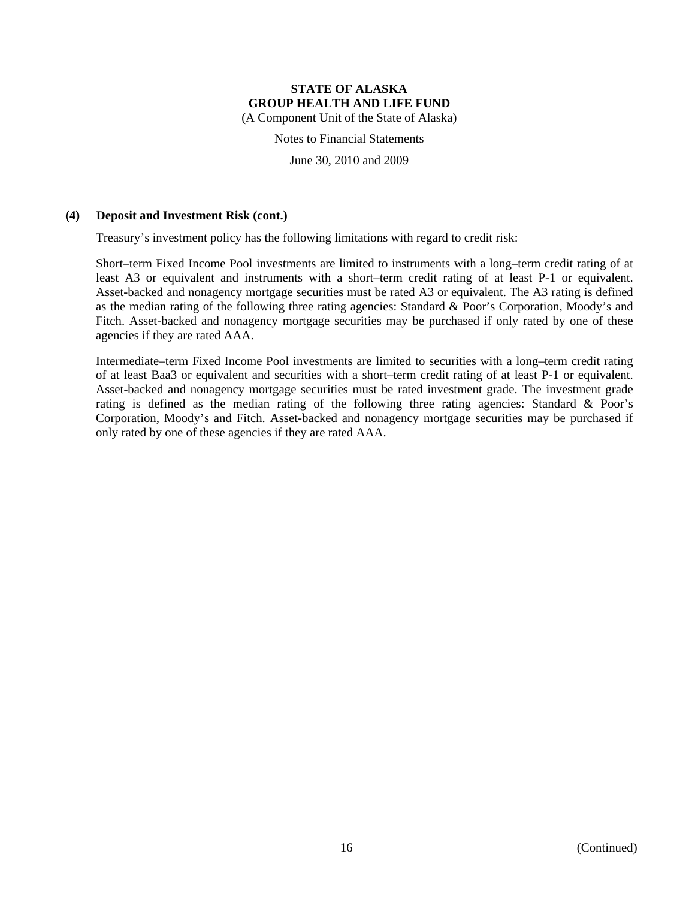## (4) Deposit and Investment Risk (cont.)

Treasury's investment policy has the following limitations with regard to credit risk:

Short–term Fixed Income Pool investments are limited to instruments with a long–term credit rating of at least A3 or equivalent and instruments with a short–term credit rating of at least P-1 or equivalent. Asset-backed and nonagency mortgage securities must be rated A3 or equivalent. The A3 rating is defined as the median rating of the following three rating agencies: Standard & Poor's Corporation, Moody's and Fitch. Asset-backed and nonagency mortgage securities may be purchased if only rated by one of these agencies if they are rated AAA.

Intermediate–term Fixed Income Pool investments are limited to securities with a long–term credit rating of at least Baa3 or equivalent and securities with a short–term credit rating of at least P-1 or equivalent. Asset-backed and nonagency mortgage securities must be rated investment grade. The investment grade rating is defined as the median rating of the following three rating agencies: Standard & Poor's Corporation, Moody's and Fitch. Asset-backed and nonagency mortgage securities may be purchased if only rated by one of these agencies if they are rated AAA.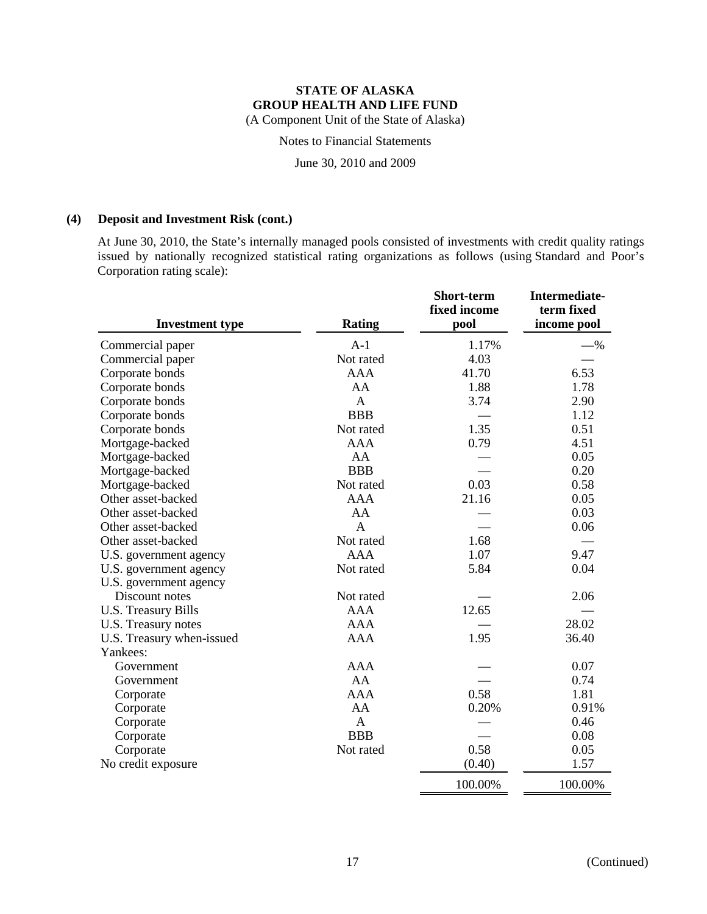## (4) Deposit and Investment Risk (cont.)

At June 30, 2010, the State's internally managed pools consisted of investments with credit quality ratings issued by nationally recognized statistical rating organizations as follows (using Standard and Poor's Corporation rating scale):

| Investment type | Rating | Short-term fixed income pool | Intermediate-term fixed income pool |
|---|---|---|---|
| Commercial paper | A-1 | 1.17% | —% |
| Commercial paper | Not rated | 4.03 | — |
| Corporate bonds | AAA | 41.70 | 6.53 |
| Corporate bonds | AA | 1.88 | 1.78 |
| Corporate bonds | A | 3.74 | 2.90 |
| Corporate bonds | BBB | — | 1.12 |
| Corporate bonds | Not rated | 1.35 | 0.51 |
| Mortgage-backed | AAA | 0.79 | 4.51 |
| Mortgage-backed | AA | — | 0.05 |
| Mortgage-backed | BBB | — | 0.20 |
| Mortgage-backed | Not rated | 0.03 | 0.58 |
| Other asset-backed | AAA | 21.16 | 0.05 |
| Other asset-backed | AA | — | 0.03 |
| Other asset-backed | A | — | 0.06 |
| Other asset-backed | Not rated | 1.68 | — |
| U.S. government agency | AAA | 1.07 | 9.47 |
| U.S. government agency | Not rated | 5.84 | 0.04 |
| U.S. government agency Discount notes | Not rated | — | 2.06 |
| U.S. Treasury Bills | AAA | 12.65 | — |
| U.S. Treasury notes | AAA | — | 28.02 |
| U.S. Treasury when-issued | AAA | 1.95 | 36.40 |
| Yankees: | | | |
| Government | AAA | — | 0.07 |
| Government | AA | — | 0.74 |
| Corporate | AAA | 0.58 | 1.81 |
| Corporate | AA | 0.20% | 0.91% |
| Corporate | A | — | 0.46 |
| Corporate | BBB | — | 0.08 |
| Corporate | Not rated | 0.58 | 0.05 |
| No credit exposure | | (0.40) | 1.57 |
| | | 100.00% | 100.00% |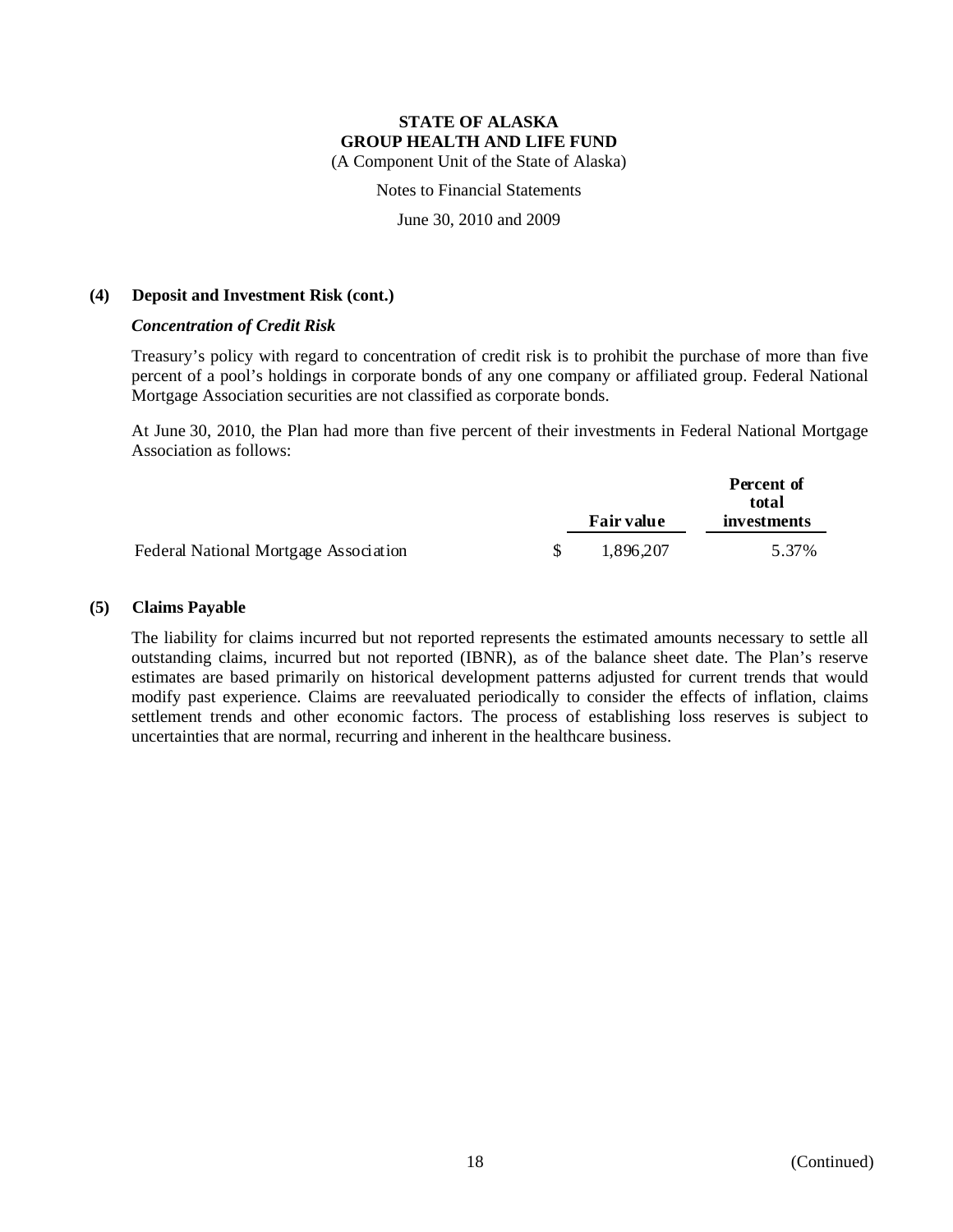# STATE OF ALASKA
# GROUP HEALTH AND LIFE FUND

(A Component Unit of the State of Alaska)

Notes to Financial Statements

June 30, 2010 and 2009

## (4) Deposit and Investment Risk (cont.)

### *Concentration of Credit Risk*

Treasury's policy with regard to concentration of credit risk is to prohibit the purchase of more than five percent of a pool's holdings in corporate bonds of any one company or affiliated group. Federal National Mortgage Association securities are not classified as corporate bonds.

At June 30, 2010, the Plan had more than five percent of their investments in Federal National Mortgage Association as follows:

| | Fair value | Percent of total investments |
|---|---|---|
| Federal National Mortgage Association | $ 1,896,207 | 5.37% |

## (5) Claims Payable

The liability for claims incurred but not reported represents the estimated amounts necessary to settle all outstanding claims, incurred but not reported (IBNR), as of the balance sheet date. The Plan's reserve estimates are based primarily on historical development patterns adjusted for current trends that would modify past experience. Claims are reevaluated periodically to consider the effects of inflation, claims settlement trends and other economic factors. The process of establishing loss reserves is subject to uncertainties that are normal, recurring and inherent in the healthcare business.

(Continued)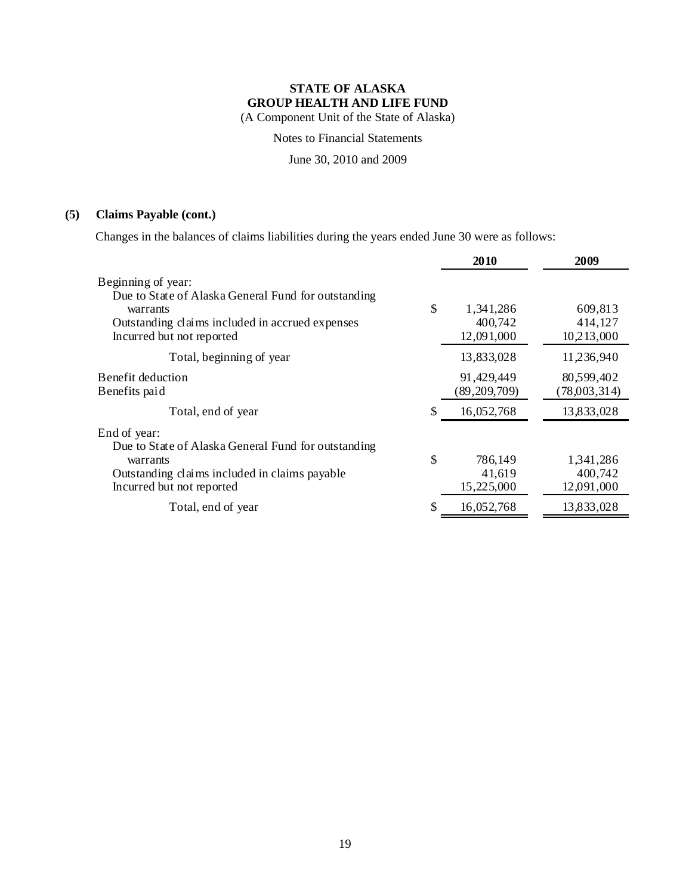# STATE OF ALASKA
# GROUP HEALTH AND LIFE FUND

(A Component Unit of the State of Alaska)

Notes to Financial Statements

June 30, 2010 and 2009

## (5) Claims Payable (cont.)

Changes in the balances of claims liabilities during the years ended June 30 were as follows:

| | | 2010 | 2009 |
|---|---|---|---|
| Beginning of year: | | | |
| Due to State of Alaska General Fund for outstanding warrants | $ | 1,341,286 | 609,813 |
| Outstanding claims included in accrued expenses | | 400,742 | 414,127 |
| Incurred but not reported | | 12,091,000 | 10,213,000 |
| Total, beginning of year | | 13,833,028 | 11,236,940 |
| Benefit deduction | | 91,429,449 | 80,599,402 |
| Benefits paid | | (89,209,709) | (78,003,314) |
| Total, end of year | $ | 16,052,768 | 13,833,028 |
| End of year: | | | |
| Due to State of Alaska General Fund for outstanding warrants | $ | 786,149 | 1,341,286 |
| Outstanding claims included in claims payable | | 41,619 | 400,742 |
| Incurred but not reported | | 15,225,000 | 12,091,000 |
| Total, end of year | $ | 16,052,768 | 13,833,028 |